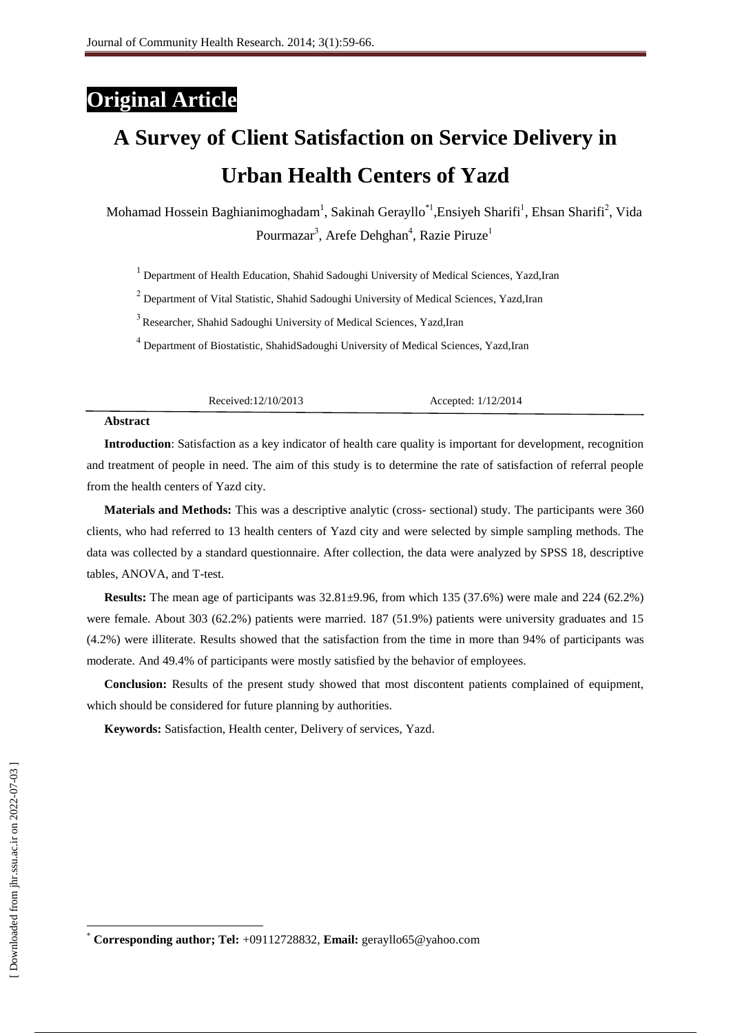# Original Article

# A Survey of Client Satisfaction on Service Delivery in Urban Health Centers of Yazd

Mohamad Hossein Baghianimoghadam[1], Sakinah Gerayllo[*1], Ensiyeh Sharifi[1], Ehsan Sharifi[2], Vida Pourmazar[3], Arefe Dehghan[4], Razie Piruze[1]

[1] Department of Health Education, Shahid Sadoughi University of Medical Sciences, Yazd,Iran

[2] Department of Vital Statistic, Shahid Sadoughi University of Medical Sciences, Yazd,Iran

[3] Researcher, Shahid Sadoughi University of Medical Sciences, Yazd,Iran

[4] Department of Biostatistic, ShahidSadoughi University of Medical Sciences, Yazd,Iran

Received:12/10/2013 Accepted: 1/12/2014

**Abstract**

**Introduction**: Satisfaction as a key indicator of health care quality is important for development, recognition and treatment of people in need. The aim of this study is to determine the rate of satisfaction of referral people from the health centers of Yazd city.

**Materials and Methods:** This was a descriptive analytic (cross- sectional) study. The participants were 360 clients, who had referred to 13 health centers of Yazd city and were selected by simple sampling methods. The data was collected by a standard questionnaire. After collection, the data were analyzed by SPSS 18, descriptive tables, ANOVA, and T-test.

**Results:** The mean age of participants was 32.81±9.96, from which 135 (37.6%) were male and 224 (62.2%) were female. About 303 (62.2%) patients were married. 187 (51.9%) patients were university graduates and 15 (4.2%) were illiterate. Results showed that the satisfaction from the time in more than 94% of participants was moderate. And 49.4% of participants were mostly satisfied by the behavior of employees.

**Conclusion:** Results of the present study showed that most discontent patients complained of equipment, which should be considered for future planning by authorities.

**Keywords:** Satisfaction, Health center, Delivery of services, Yazd.

[*] **Corresponding author; Tel:** +09112728832, **Email:** gerayllo65@yahoo.com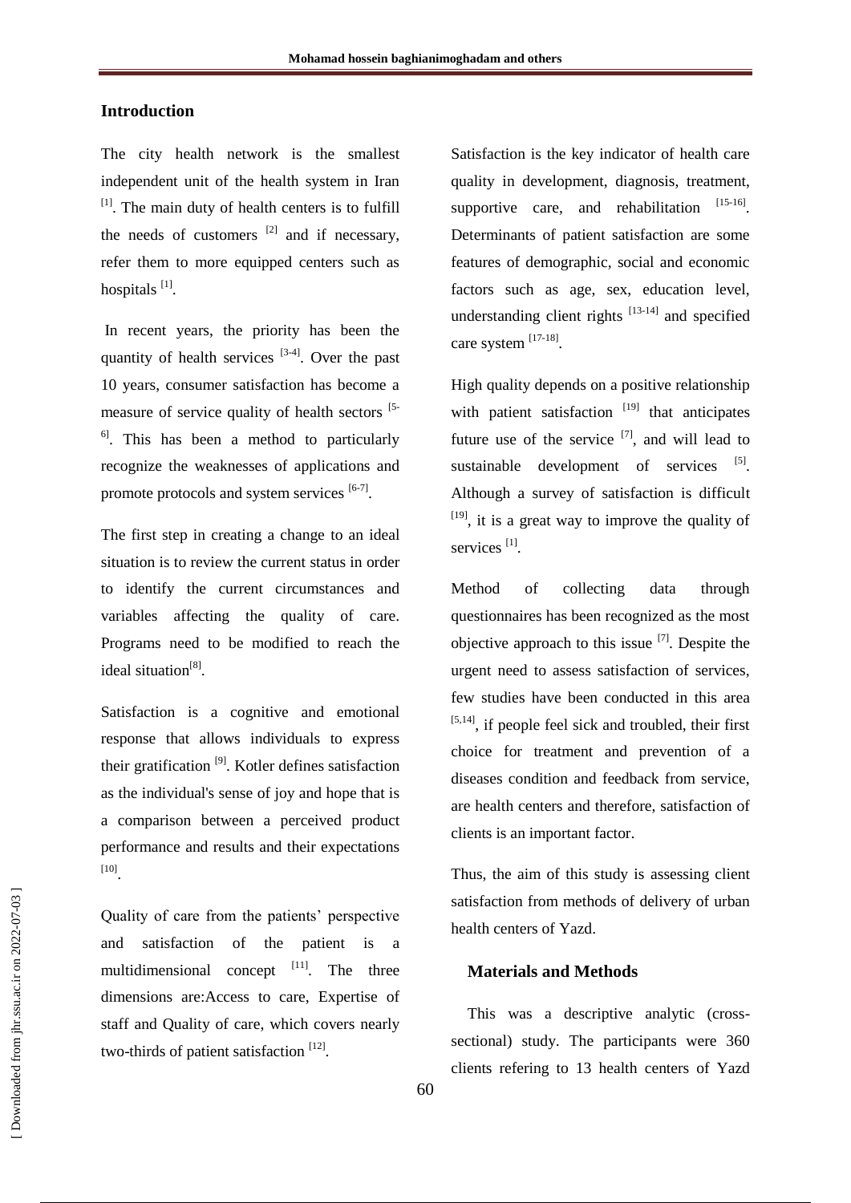## Introduction

The city health network is the smallest independent unit of the health system in Iran [1]. The main duty of health centers is to fulfill the needs of customers [2] and if necessary, refer them to more equipped centers such as hospitals [1].

In recent years, the priority has been the quantity of health services [3-4]. Over the past 10 years, consumer satisfaction has become a measure of service quality of health sectors [5-6]. This has been a method to particularly recognize the weaknesses of applications and promote protocols and system services [6-7].

The first step in creating a change to an ideal situation is to review the current status in order to identify the current circumstances and variables affecting the quality of care. Programs need to be modified to reach the ideal situation[8].

Satisfaction is a cognitive and emotional response that allows individuals to express their gratification [9]. Kotler defines satisfaction as the individual's sense of joy and hope that is a comparison between a perceived product performance and results and their expectations [10].

Quality of care from the patients' perspective and satisfaction of the patient is a multidimensional concept [11]. The three dimensions are:Access to care, Expertise of staff and Quality of care, which covers nearly two-thirds of patient satisfaction [12].

Satisfaction is the key indicator of health care quality in development, diagnosis, treatment, supportive care, and rehabilitation [15-16]. Determinants of patient satisfaction are some features of demographic, social and economic factors such as age, sex, education level, understanding client rights [13-14] and specified care system [17-18].

High quality depends on a positive relationship with patient satisfaction [19] that anticipates future use of the service [7], and will lead to sustainable development of services [5]. Although a survey of satisfaction is difficult [19], it is a great way to improve the quality of services [1].

Method of collecting data through questionnaires has been recognized as the most objective approach to this issue [7]. Despite the urgent need to assess satisfaction of services, few studies have been conducted in this area [5,14], if people feel sick and troubled, their first choice for treatment and prevention of a diseases condition and feedback from service, are health centers and therefore, satisfaction of clients is an important factor.

Thus, the aim of this study is assessing client satisfaction from methods of delivery of urban health centers of Yazd.

## Materials and Methods

This was a descriptive analytic (cross-sectional) study. The participants were 360 clients refering to 13 health centers of Yazd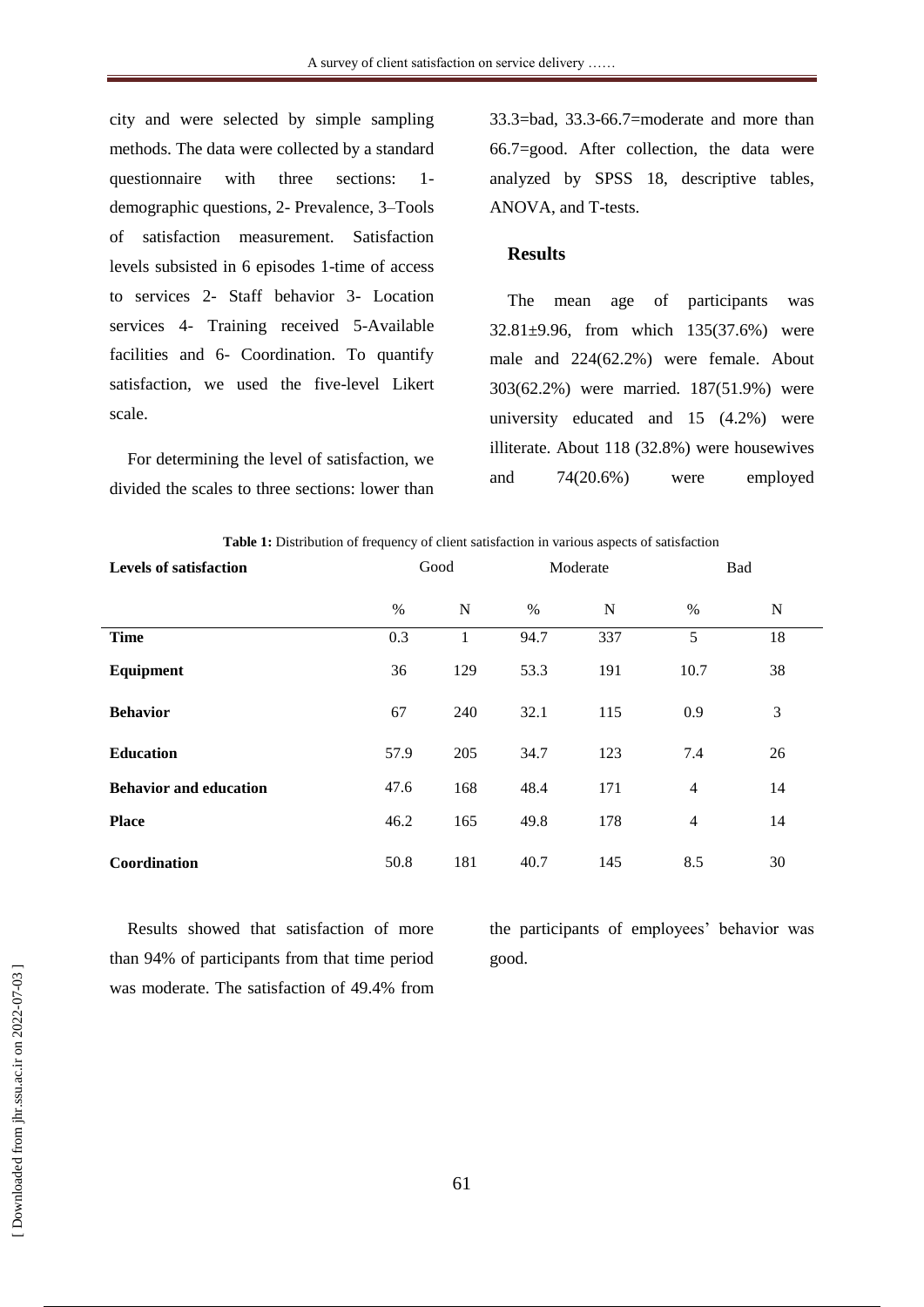city and were selected by simple sampling methods. The data were collected by a standard questionnaire with three sections: 1- demographic questions, 2- Prevalence, 3–Tools of satisfaction measurement. Satisfaction levels subsisted in 6 episodes 1-time of access to services 2- Staff behavior 3- Location services 4- Training received 5-Available facilities and 6- Coordination. To quantify satisfaction, we used the five-level Likert scale.

For determining the level of satisfaction, we divided the scales to three sections: lower than 33.3=bad, 33.3-66.7=moderate and more than 66.7=good. After collection, the data were analyzed by SPSS 18, descriptive tables, ANOVA, and T-tests.

## Results

The mean age of participants was 32.81±9.96, from which 135(37.6%) were male and 224(62.2%) were female. About 303(62.2%) were married. 187(51.9%) were university educated and 15 (4.2%) were illiterate. About 118 (32.8%) were housewives and 74(20.6%) were employed

**Table 1:** Distribution of frequency of client satisfaction in various aspects of satisfaction

| Levels of satisfaction | Good | | Moderate | | Bad | |
|---|---|---|---|---|---|---|
| | % | N | % | N | % | N |
| **Time** | 0.3 | 1 | 94.7 | 337 | 5 | 18 |
| **Equipment** | 36 | 129 | 53.3 | 191 | 10.7 | 38 |
| **Behavior** | 67 | 240 | 32.1 | 115 | 0.9 | 3 |
| **Education** | 57.9 | 205 | 34.7 | 123 | 7.4 | 26 |
| **Behavior and education** | 47.6 | 168 | 48.4 | 171 | 4 | 14 |
| **Place** | 46.2 | 165 | 49.8 | 178 | 4 | 14 |
| **Coordination** | 50.8 | 181 | 40.7 | 145 | 8.5 | 30 |

Results showed that satisfaction of more than 94% of participants from that time period was moderate. The satisfaction of 49.4% from the participants of employees' behavior was good.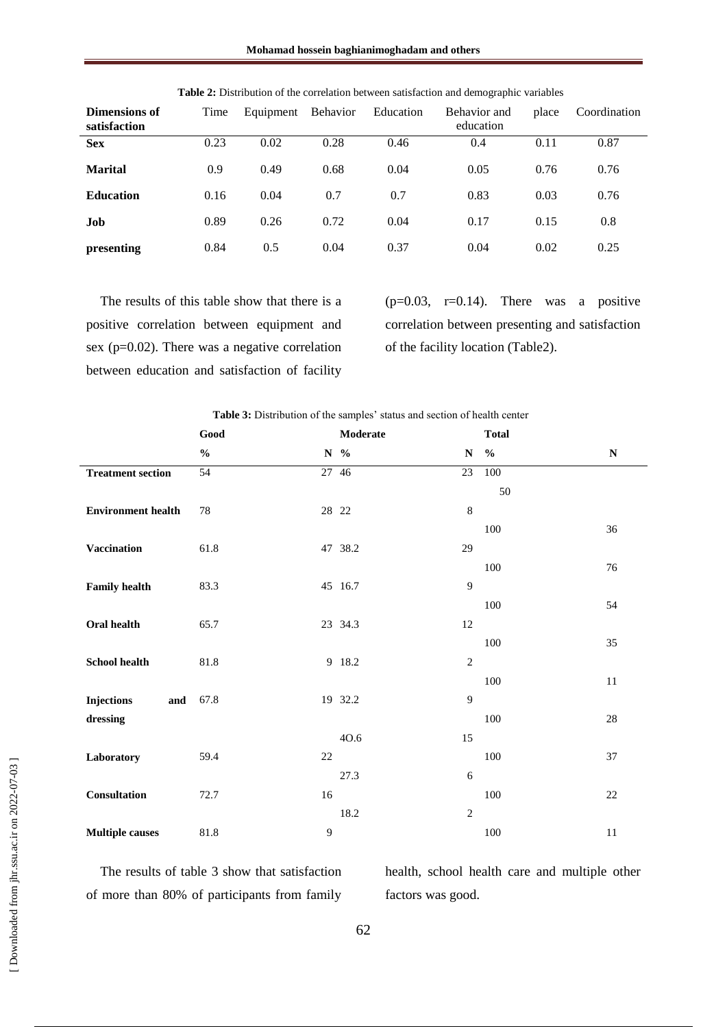**Table 2:** Distribution of the correlation between satisfaction and demographic variables

| Dimensions of satisfaction | Time | Equipment | Behavior | Education | Behavior and education | place | Coordination |
|---|---|---|---|---|---|---|---|
| **Sex** | 0.23 | 0.02 | 0.28 | 0.46 | 0.4 | 0.11 | 0.87 |
| **Marital** | 0.9 | 0.49 | 0.68 | 0.04 | 0.05 | 0.76 | 0.76 |
| **Education** | 0.16 | 0.04 | 0.7 | 0.7 | 0.83 | 0.03 | 0.76 |
| **Job** | 0.89 | 0.26 | 0.72 | 0.04 | 0.17 | 0.15 | 0.8 |
| **presenting** | 0.84 | 0.5 | 0.04 | 0.37 | 0.04 | 0.02 | 0.25 |

The results of this table show that there is a positive correlation between equipment and sex ($p=0.02$). There was a negative correlation between education and satisfaction of facility ($p=0.03$, $r=0.14$). There was a positive correlation between presenting and satisfaction of the facility location (Table2).

**Table 3:** Distribution of the samples' status and section of health center

| | **Good** | | **Moderate** | | **Total** | |
|---|---|---|---|---|---|---|
| | **%** | **N** | **%** | **N** | **%** | **N** |
| **Treatment section** | 54 | 27 | 46 | 23 | 100 | 50 |
| **Environment health** | 78 | 28 | 22 | 8 | 100 | 36 |
| **Vaccination** | 61.8 | 47 | 38.2 | 29 | 100 | 76 |
| **Family health** | 83.3 | 45 | 16.7 | 9 | 100 | 54 |
| **Oral health** | 65.7 | 23 | 34.3 | 12 | 100 | 35 |
| **School health** | 81.8 | 9 | 18.2 | 2 | 100 | 11 |
| **Injections and dressing** | 67.8 | 19 | 32.2 | 9 | 100 | 28 |
| **Laboratory** | 59.4 | 22 | 4O.6 | 15 | 100 | 37 |
| **Consultation** | 72.7 | 16 | 27.3 | 6 | 100 | 22 |
| **Multiple causes** | 81.8 | 9 | 18.2 | 2 | 100 | 11 |

The results of table 3 show that satisfaction of more than 80% of participants from family health, school health care and multiple other factors was good.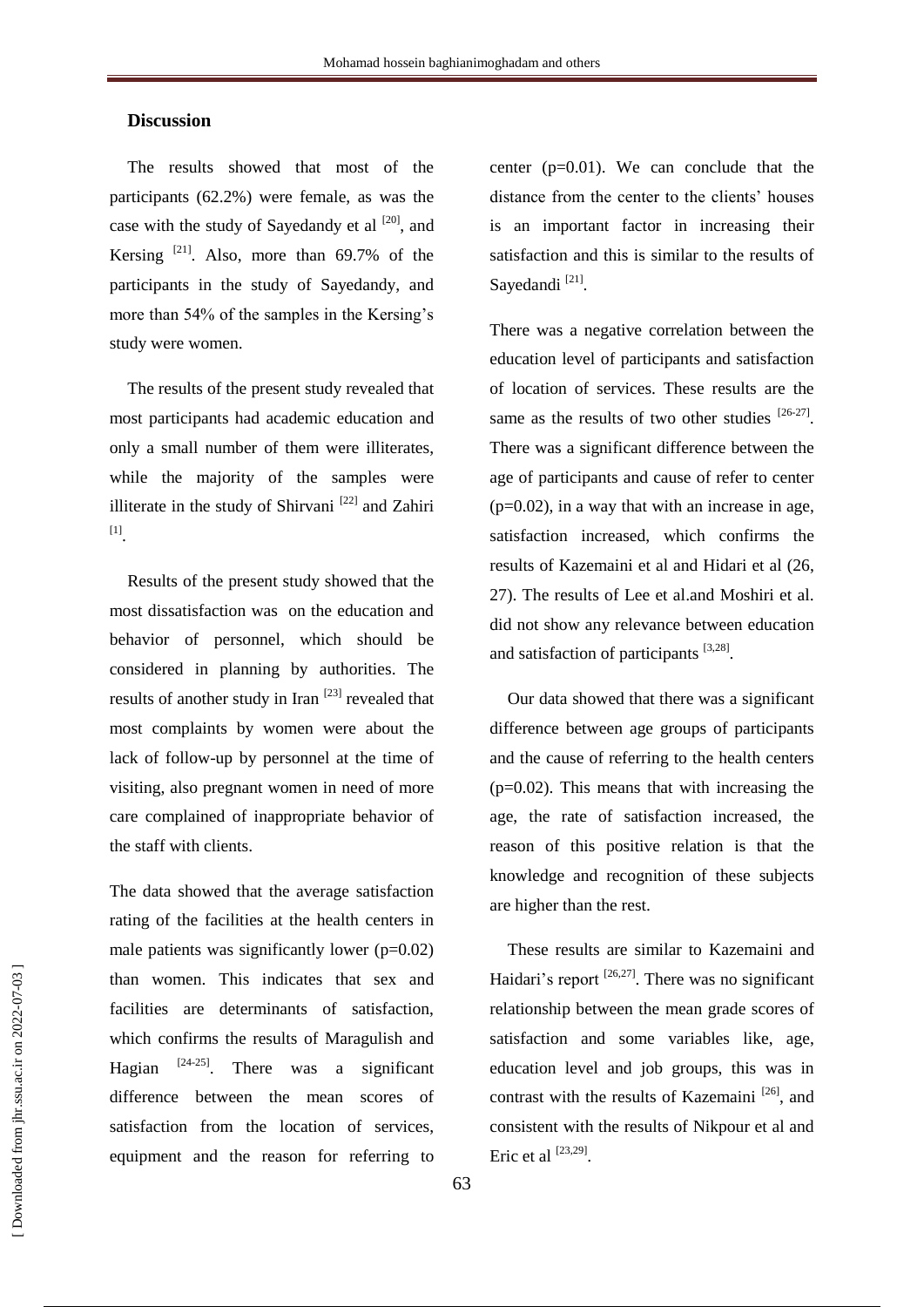## Discussion

The results showed that most of the participants (62.2%) were female, as was the case with the study of Sayedandy et al [20], and Kersing [21]. Also, more than 69.7% of the participants in the study of Sayedandy, and more than 54% of the samples in the Kersing's study were women.

The results of the present study revealed that most participants had academic education and only a small number of them were illiterates, while the majority of the samples were illiterate in the study of Shirvani [22] and Zahiri [1].

Results of the present study showed that the most dissatisfaction was on the education and behavior of personnel, which should be considered in planning by authorities. The results of another study in Iran [23] revealed that most complaints by women were about the lack of follow-up by personnel at the time of visiting, also pregnant women in need of more care complained of inappropriate behavior of the staff with clients.

The data showed that the average satisfaction rating of the facilities at the health centers in male patients was significantly lower (p=0.02) than women. This indicates that sex and facilities are determinants of satisfaction, which confirms the results of Maragulish and Hagian [24-25]. There was a significant difference between the mean scores of satisfaction from the location of services, equipment and the reason for referring to center (p=0.01). We can conclude that the distance from the center to the clients' houses is an important factor in increasing their satisfaction and this is similar to the results of Sayedandi [21].

There was a negative correlation between the education level of participants and satisfaction of location of services. These results are the same as the results of two other studies [26-27]. There was a significant difference between the age of participants and cause of refer to center (p=0.02), in a way that with an increase in age, satisfaction increased, which confirms the results of Kazemaini et al and Hidari et al (26, 27). The results of Lee et al.and Moshiri et al. did not show any relevance between education and satisfaction of participants [3,28].

Our data showed that there was a significant difference between age groups of participants and the cause of referring to the health centers (p=0.02). This means that with increasing the age, the rate of satisfaction increased, the reason of this positive relation is that the knowledge and recognition of these subjects are higher than the rest.

These results are similar to Kazemaini and Haidari's report [26,27]. There was no significant relationship between the mean grade scores of satisfaction and some variables like, age, education level and job groups, this was in contrast with the results of Kazemaini [26], and consistent with the results of Nikpour et al and Eric et al [23,29].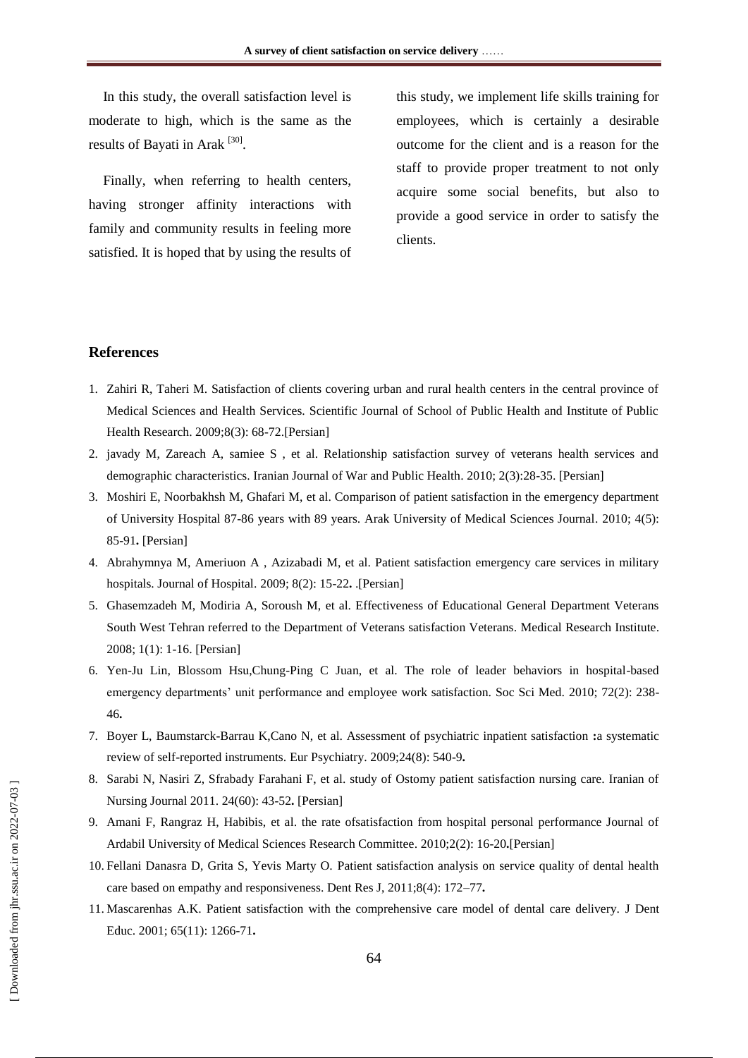In this study, the overall satisfaction level is moderate to high, which is the same as the results of Bayati in Arak [30].

Finally, when referring to health centers, having stronger affinity interactions with family and community results in feeling more satisfied. It is hoped that by using the results of this study, we implement life skills training for employees, which is certainly a desirable outcome for the client and is a reason for the staff to provide proper treatment to not only acquire some social benefits, but also to provide a good service in order to satisfy the clients.

## References

1. Zahiri R, Taheri M. Satisfaction of clients covering urban and rural health centers in the central province of Medical Sciences and Health Services. Scientific Journal of School of Public Health and Institute of Public Health Research. 2009;8(3): 68-72.[Persian]
2. javady M, Zareach A, samiee S , et al. Relationship satisfaction survey of veterans health services and demographic characteristics. Iranian Journal of War and Public Health. 2010; 2(3):28-35. [Persian]
3. Moshiri E, Noorbakhsh M, Ghafari M, et al. Comparison of patient satisfaction in the emergency department of University Hospital 87-86 years with 89 years. Arak University of Medical Sciences Journal. 2010; 4(5): 85-91**.** [Persian]
4. Abrahymnya M, Ameriuon A , Azizabadi M, et al. Patient satisfaction emergency care services in military hospitals. Journal of Hospital. 2009; 8(2): 15-22**.** .[Persian]
5. Ghasemzadeh M, Modiria A, Soroush M, et al. Effectiveness of Educational General Department Veterans South West Tehran referred to the Department of Veterans satisfaction Veterans. Medical Research Institute. 2008; 1(1): 1-16. [Persian]
6. Yen-Ju Lin, Blossom Hsu,Chung-Ping C Juan, et al. The role of leader behaviors in hospital-based emergency departments' unit performance and employee work satisfaction. Soc Sci Med. 2010; 72(2): 238-46**.**
7. Boyer L, Baumstarck-Barrau K,Cano N, et al. Assessment of psychiatric inpatient satisfaction **:**a systematic review of self-reported instruments. Eur Psychiatry. 2009;24(8): 540-9**.**
8. Sarabi N, Nasiri Z, Sfrabady Farahani F, et al. study of Ostomy patient satisfaction nursing care. Iranian of Nursing Journal 2011. 24(60): 43-52**.** [Persian]
9. Amani F, Rangraz H, Habibis, et al. the rate ofsatisfaction from hospital personal performance Journal of Ardabil University of Medical Sciences Research Committee. 2010;2(2): 16-20**.**[Persian]
10. Fellani Danasra D, Grita S, Yevis Marty O. Patient satisfaction analysis on service quality of dental health care based on empathy and responsiveness. Dent Res J, 2011;8(4): 172–77**.**
11. Mascarenhas A.K. Patient satisfaction with the comprehensive care model of dental care delivery. J Dent Educ. 2001; 65(11): 1266-71**.**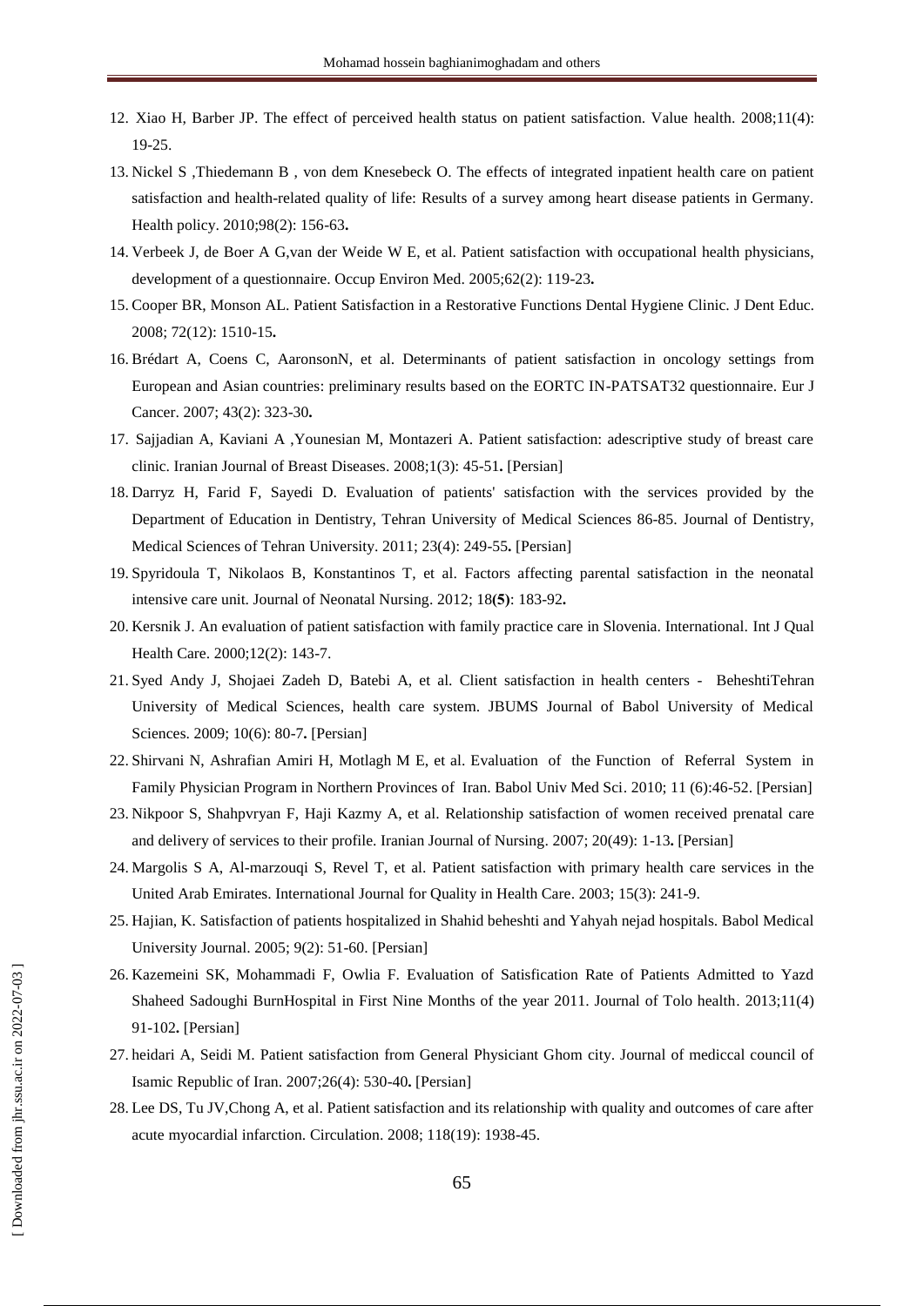12. Xiao H, Barber JP. The effect of perceived health status on patient satisfaction. Value health. 2008;11(4): 19-25.
13. Nickel S ,Thiedemann B , von dem Knesebeck O. The effects of integrated inpatient health care on patient satisfaction and health-related quality of life: Results of a survey among heart disease patients in Germany. Health policy. 2010;98(2): 156-63**.**
14. Verbeek J, de Boer A G,van der Weide W E, et al. Patient satisfaction with occupational health physicians, development of a questionnaire. Occup Environ Med. 2005;62(2): 119-23**.**
15. Cooper BR, Monson AL. Patient Satisfaction in a Restorative Functions Dental Hygiene Clinic. J Dent Educ. 2008; 72(12): 1510-15**.**
16. Brédart A, Coens C, AaronsonN, et al. Determinants of patient satisfaction in oncology settings from European and Asian countries: preliminary results based on the EORTC IN-PATSAT32 questionnaire. Eur J Cancer. 2007; 43(2): 323-30**.**
17. Sajjadian A, Kaviani A ,Younesian M, Montazeri A. Patient satisfaction: adescriptive study of breast care clinic. Iranian Journal of Breast Diseases. 2008;1(3): 45-51**.** [Persian]
18. Darryz H, Farid F, Sayedi D. Evaluation of patients' satisfaction with the services provided by the Department of Education in Dentistry, Tehran University of Medical Sciences 86-85. Journal of Dentistry, Medical Sciences of Tehran University. 2011; 23(4): 249-55**.** [Persian]
19. Spyridoula T, Nikolaos B, Konstantinos T, et al. Factors affecting parental satisfaction in the neonatal intensive care unit. Journal of Neonatal Nursing. 2012; 18**(5)**: 183-92**.**
20. Kersnik J. An evaluation of patient satisfaction with family practice care in Slovenia. International. Int J Qual Health Care. 2000;12(2): 143-7.
21. Syed Andy J, Shojaei Zadeh D, Batebi A, et al. Client satisfaction in health centers - BeheshtiTehran University of Medical Sciences, health care system. JBUMS Journal of Babol University of Medical Sciences. 2009; 10(6): 80-7**.** [Persian]
22. Shirvani N, Ashrafian Amiri H, Motlagh M E, et al. Evaluation of the Function of Referral System in Family Physician Program in Northern Provinces of Iran. Babol Univ Med Sci. 2010; 11 (6):46-52. [Persian]
23. Nikpoor S, Shahpvryan F, Haji Kazmy A, et al. Relationship satisfaction of women received prenatal care and delivery of services to their profile. Iranian Journal of Nursing. 2007; 20(49): 1-13**.** [Persian]
24. Margolis S A, Al-marzouqi S, Revel T, et al. Patient satisfaction with primary health care services in the United Arab Emirates. International Journal for Quality in Health Care. 2003; 15(3): 241-9.
25. Hajian, K. Satisfaction of patients hospitalized in Shahid beheshti and Yahyah nejad hospitals. Babol Medical University Journal. 2005; 9(2): 51-60. [Persian]
26. Kazemeini SK, Mohammadi F, Owlia F. Evaluation of Satisfication Rate of Patients Admitted to Yazd Shaheed Sadoughi BurnHospital in First Nine Months of the year 2011. Journal of Tolo health. 2013;11(4) 91-102**.** [Persian]
27. heidari A, Seidi M. Patient satisfaction from General Physiciant Ghom city. Journal of mediccal council of Isamic Republic of Iran. 2007;26(4): 530-40**.** [Persian]
28. Lee DS, Tu JV,Chong A, et al. Patient satisfaction and its relationship with quality and outcomes of care after acute myocardial infarction. Circulation. 2008; 118(19): 1938-45.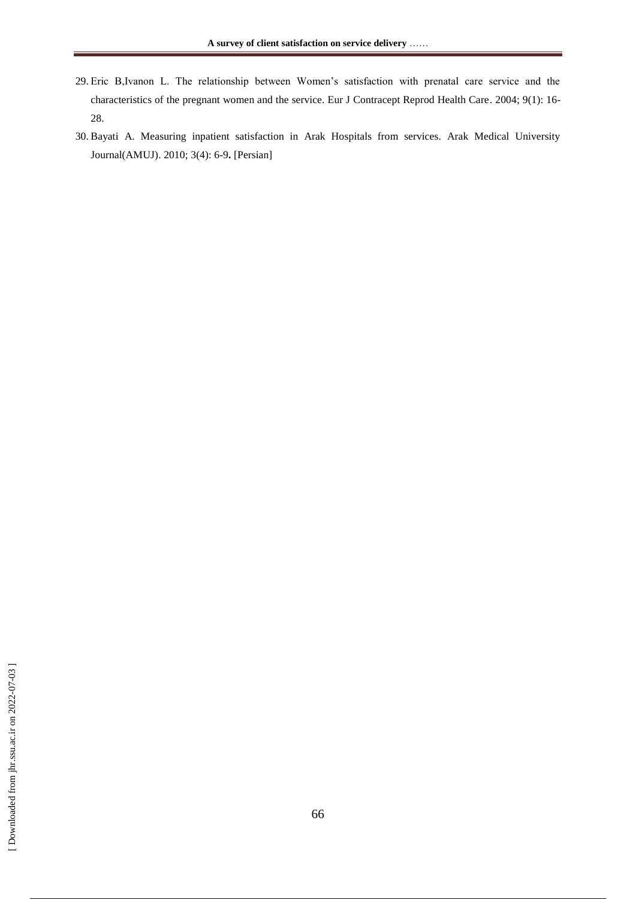29. Eric B,Ivanon L. The relationship between Women's satisfaction with prenatal care service and the characteristics of the pregnant women and the service. Eur J Contracept Reprod Health Care. 2004; 9(1): 16-28.
30. Bayati A. Measuring inpatient satisfaction in Arak Hospitals from services. Arak Medical University Journal(AMUJ). 2010; 3(4): 6-9**.** [Persian]